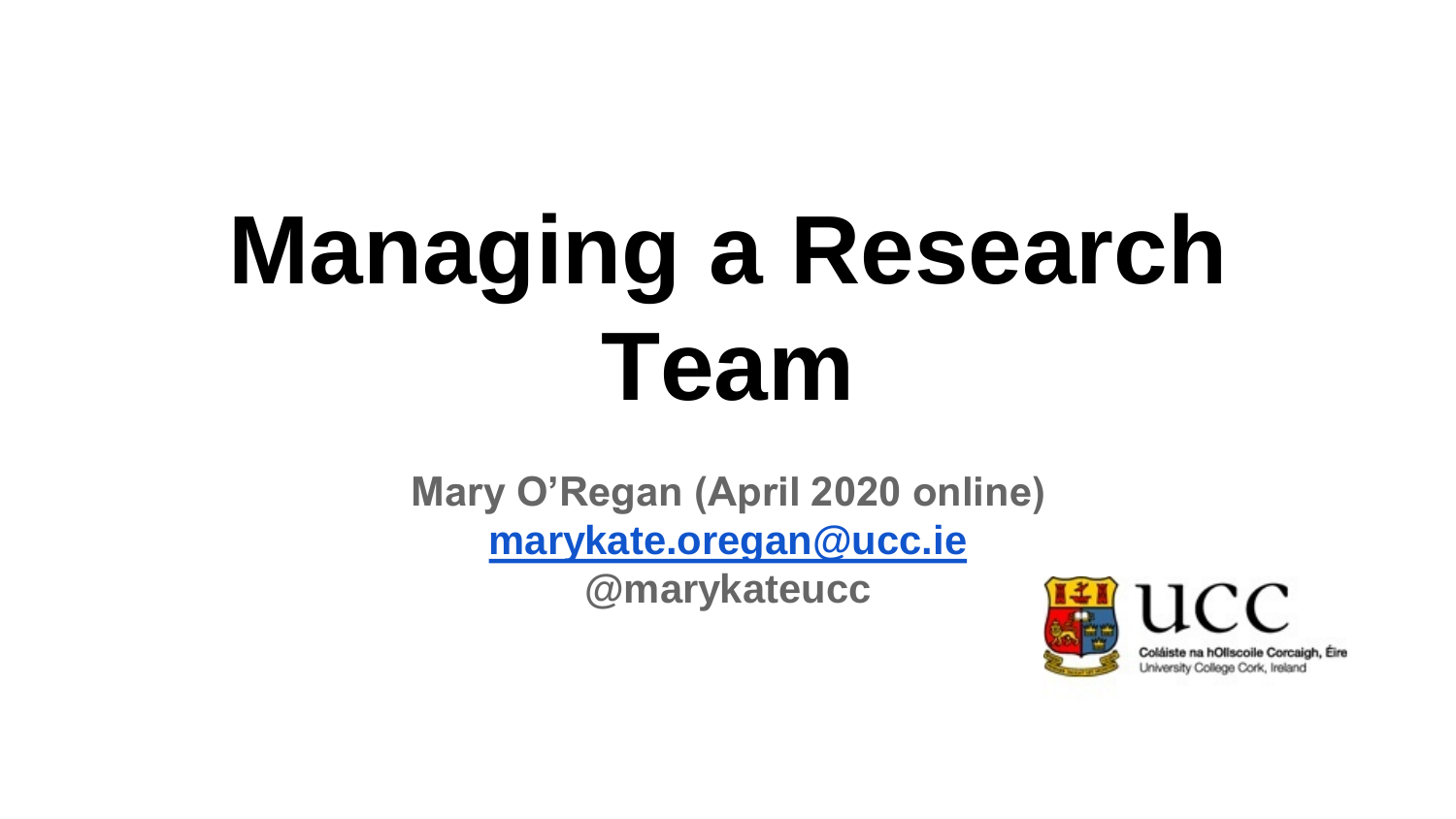# Managing a Research Team

**Mary O'Regan (April 2020 online)**

**marykate.oregan@ucc.ie**

**@marykateucc**

UCC

Coláiste na hOllscoile Corcaigh, Éire

University College Cork, Ireland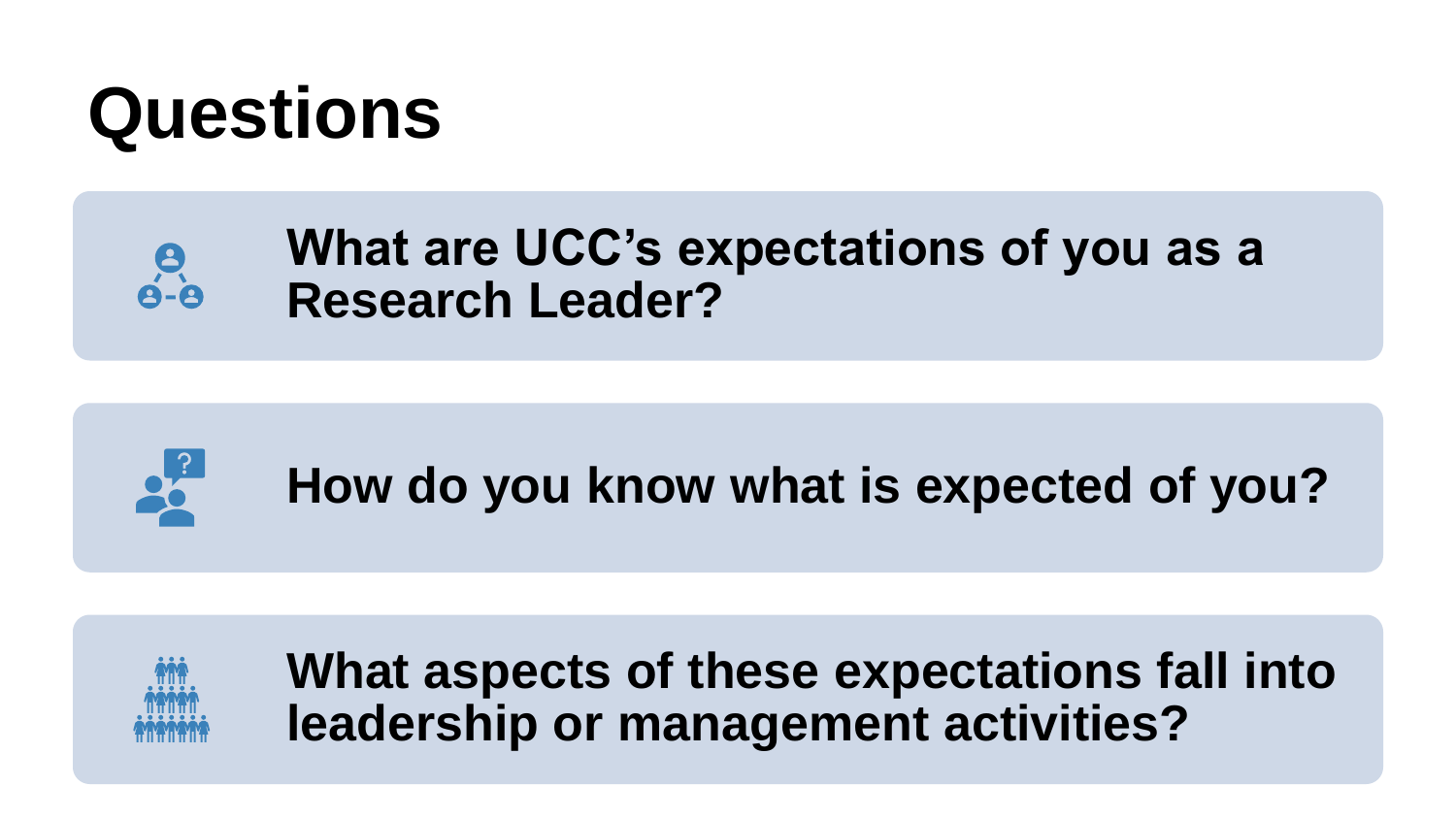# Questions

**What are UCC's expectations of you as a Research Leader?**

**How do you know what is expected of you?**

**What aspects of these expectations fall into leadership or management activities?**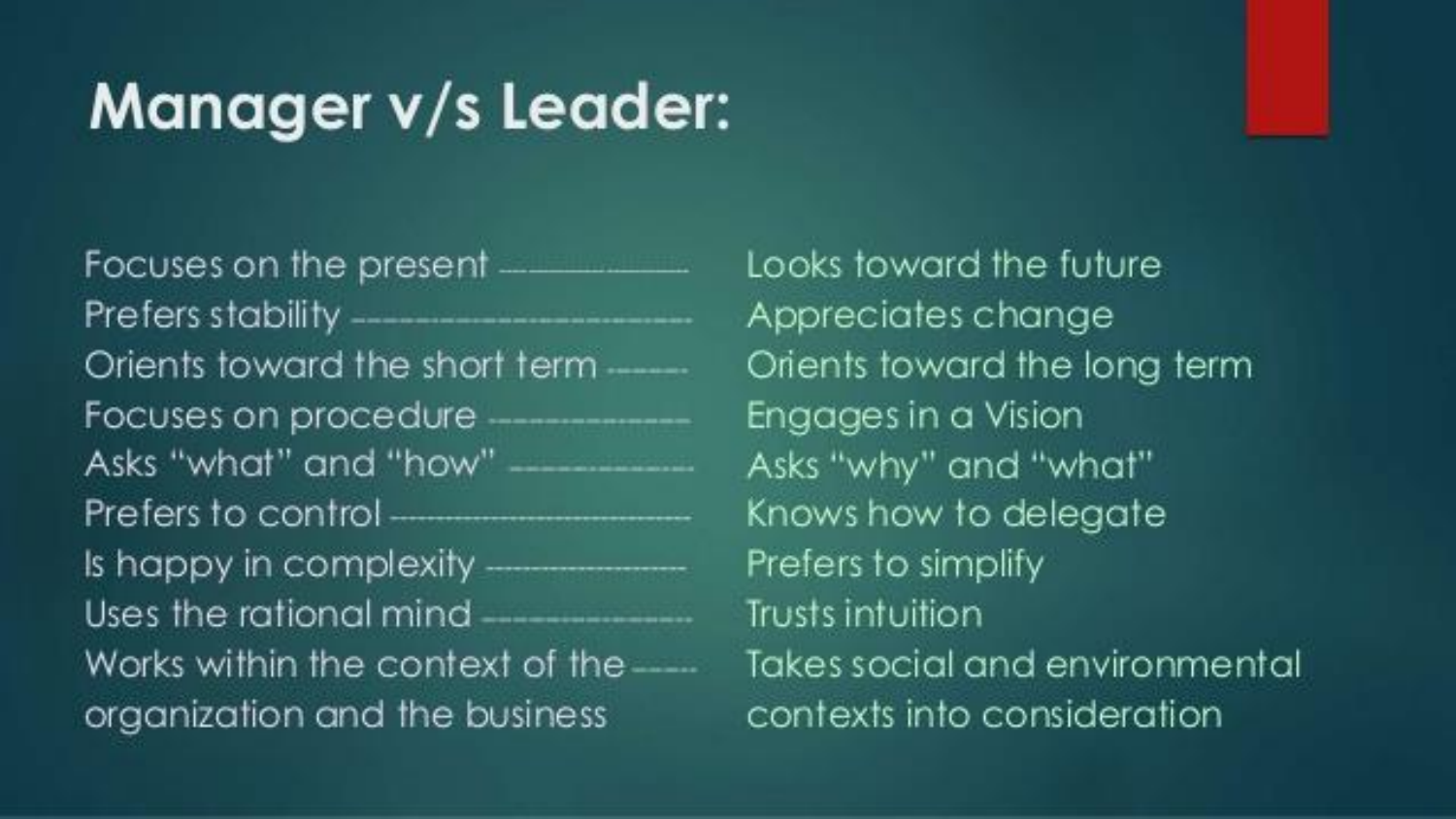# Manager v/s Leader:

| Manager | Leader |
|---|---|
| Focuses on the present | Looks toward the future |
| Prefers stability | Appreciates change |
| Orients toward the short term | Orients toward the long term |
| Focuses on procedure | Engages in a Vision |
| Asks "what" and "how" | Asks "why" and "what" |
| Prefers to control | Knows how to delegate |
| Is happy in complexity | Prefers to simplify |
| Uses the rational mind | Trusts intuition |
| Works within the context of the organization and the business | Takes social and environmental contexts into consideration |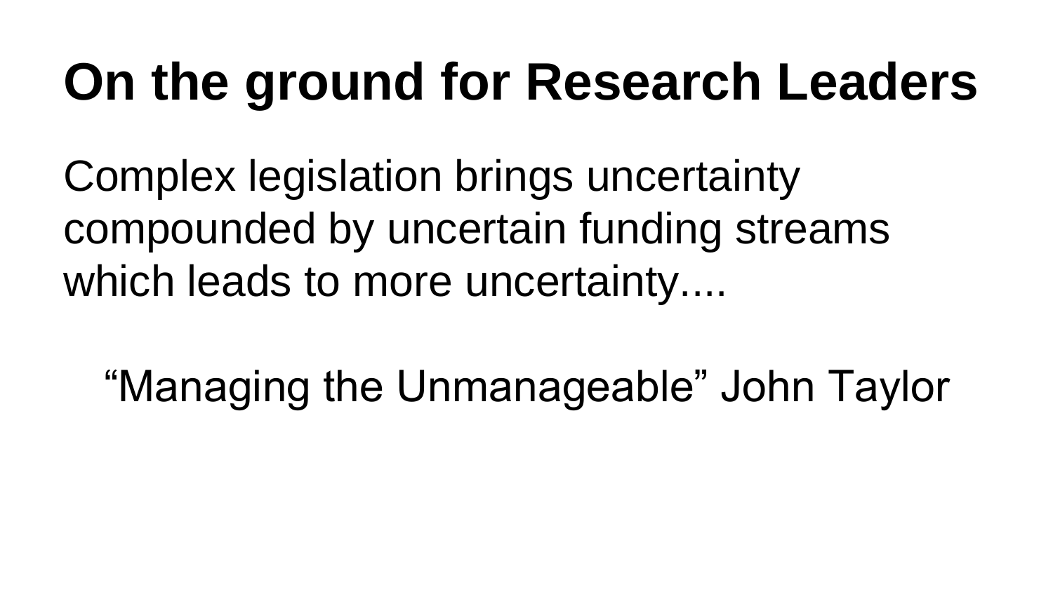# On the ground for Research Leaders

Complex legislation brings uncertainty compounded by uncertain funding streams which leads to more uncertainty....

“Managing the Unmanageable” John Taylor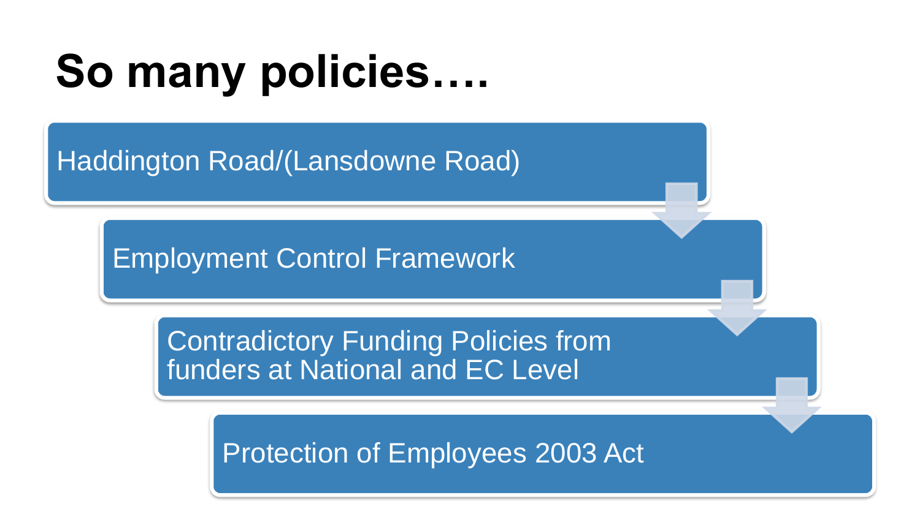# So many policies….

- Haddington Road/(Lansdowne Road)
- Employment Control Framework
- Contradictory Funding Policies from funders at National and EC Level
- Protection of Employees 2003 Act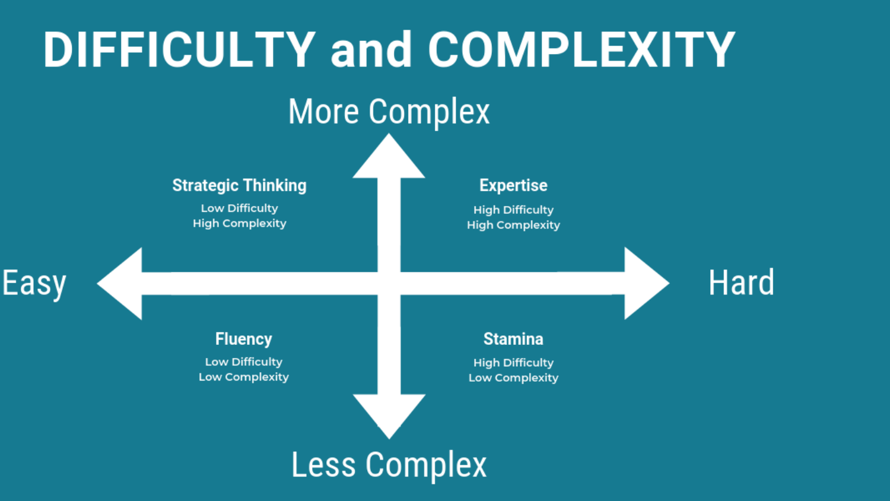# DIFFICULTY and COMPLEXITY

More Complex

**Strategic Thinking**
Low Difficulty
High Complexity

**Expertise**
High Difficulty
High Complexity

Easy

Hard

**Fluency**
Low Difficulty
Low Complexity

**Stamina**
High Difficulty
Low Complexity

Less Complex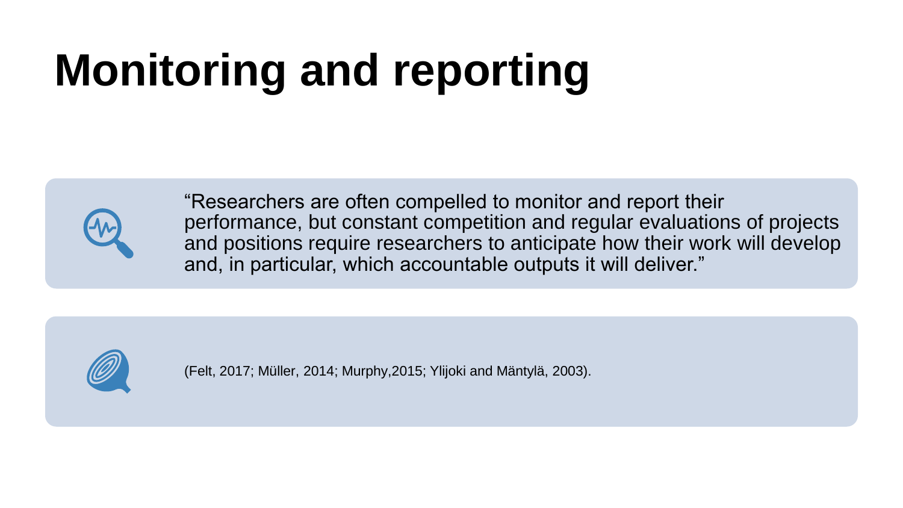# Monitoring and reporting

"Researchers are often compelled to monitor and report their performance, but constant competition and regular evaluations of projects and positions require researchers to anticipate how their work will develop and, in particular, which accountable outputs it will deliver."

(Felt, 2017; Müller, 2014; Murphy,2015; Ylijoki and Mäntylä, 2003).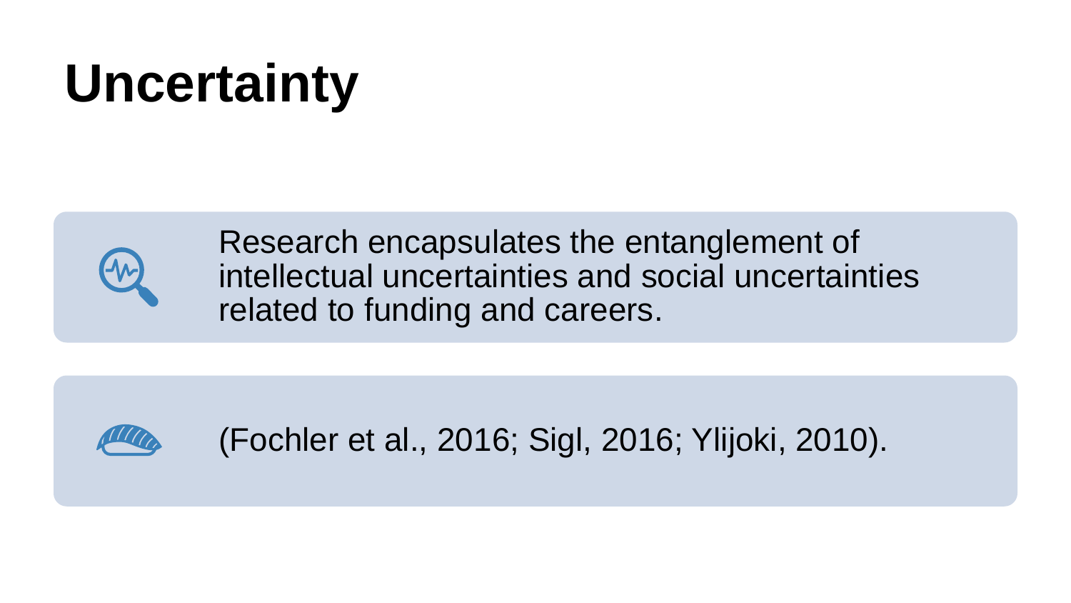# Uncertainty

Research encapsulates the entanglement of intellectual uncertainties and social uncertainties related to funding and careers.

(Fochler et al., 2016; Sigl, 2016; Ylijoki, 2010).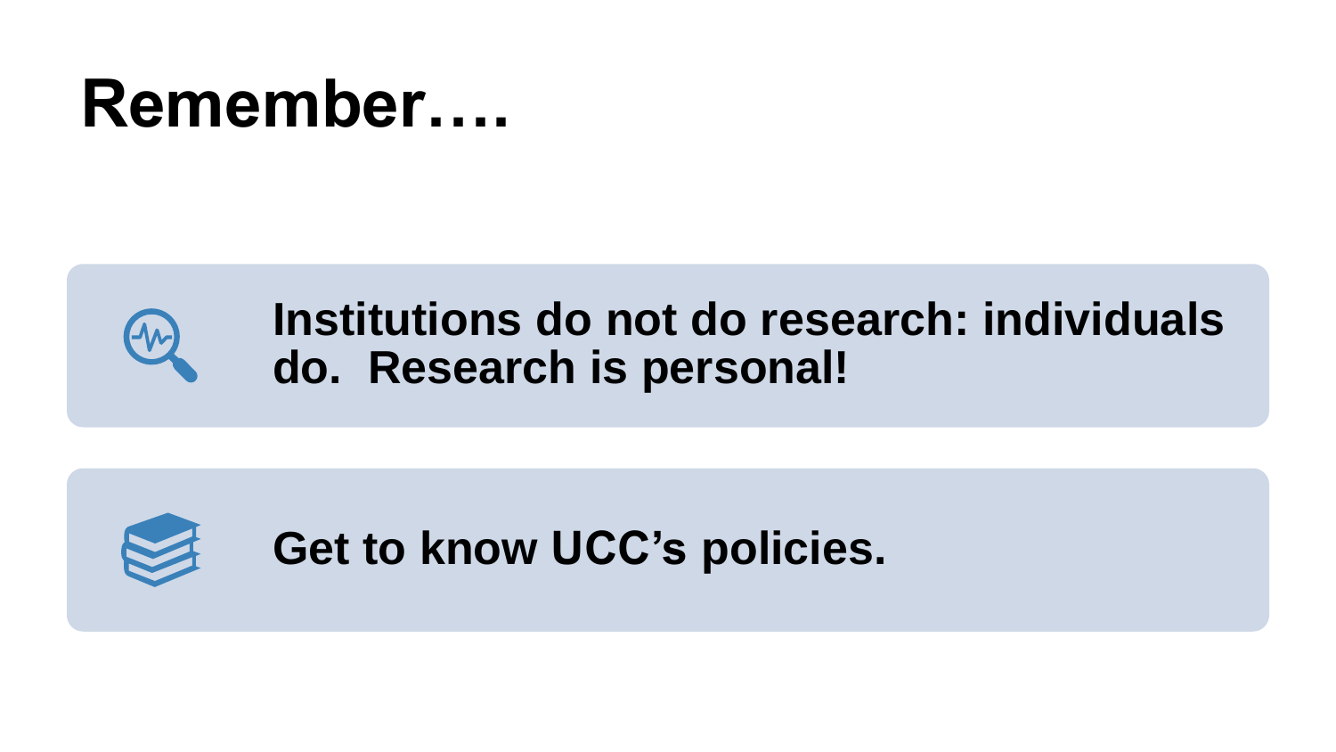# Remember….

- **Institutions do not do research: individuals do. Research is personal!**
- **Get to know UCC's policies.**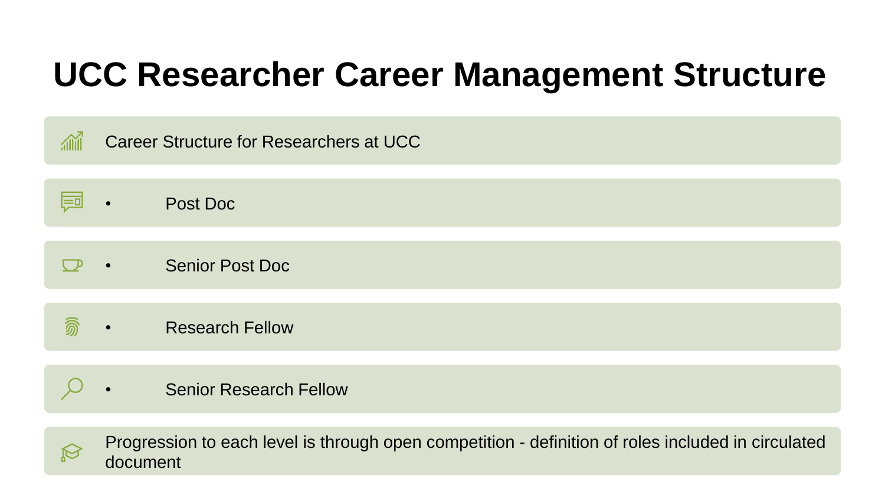# UCC Researcher Career Management Structure

Career Structure for Researchers at UCC

- Post Doc
- Senior Post Doc
- Research Fellow
- Senior Research Fellow

Progression to each level is through open competition - definition of roles included in circulated document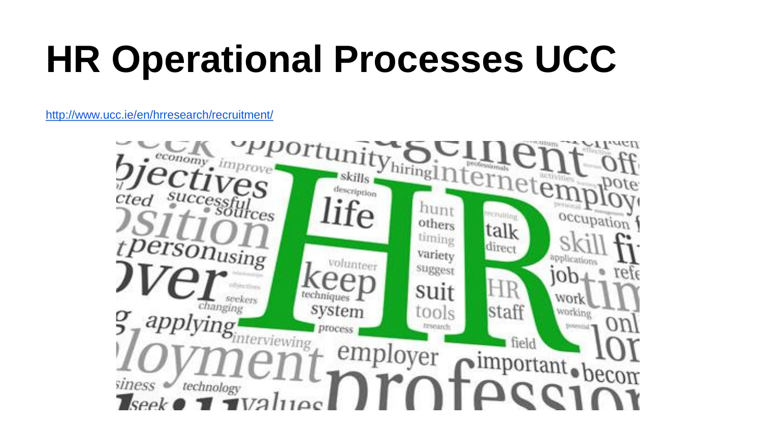# HR Operational Processes UCC

http://www.ucc.ie/en/hrresearch/recruitment/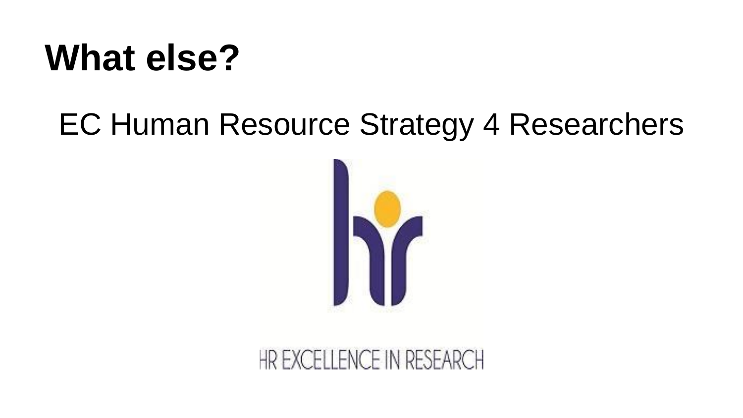# What else?

EC Human Resource Strategy 4 Researchers

HR EXCELLENCE IN RESEARCH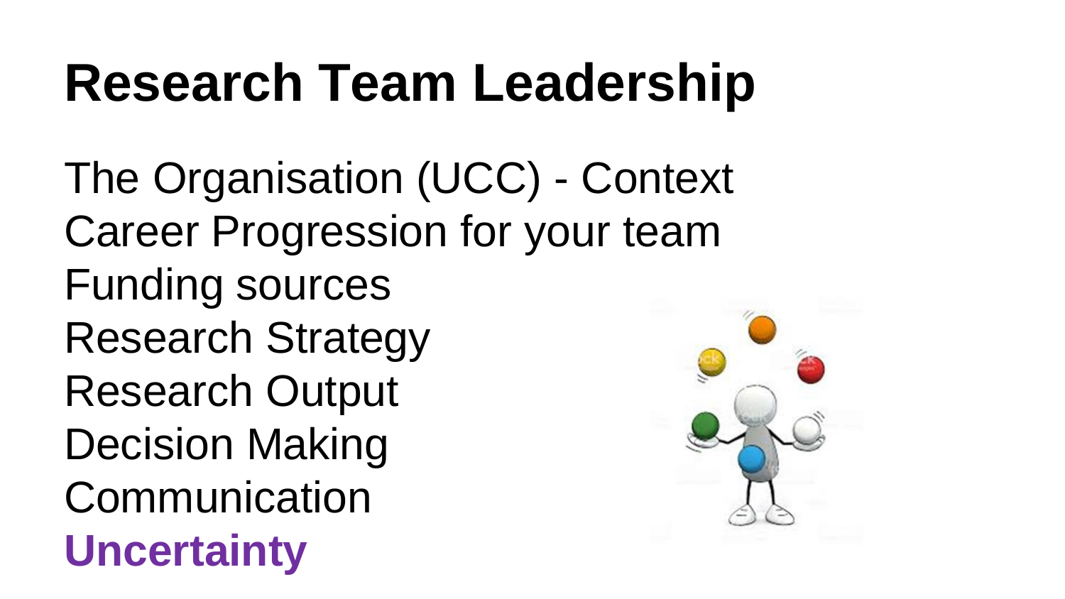# Research Team Leadership

The Organisation (UCC) - Context

Career Progression for your team

Funding sources

Research Strategy

Research Output

Decision Making

Communication

**Uncertainty**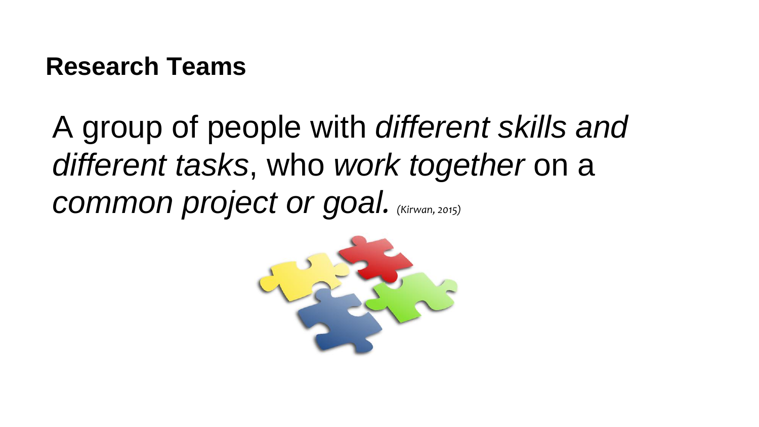# Research Teams

A group of people with *different skills and different tasks*, who *work together* on a *common project or goal.* *(Kirwan, 2015)*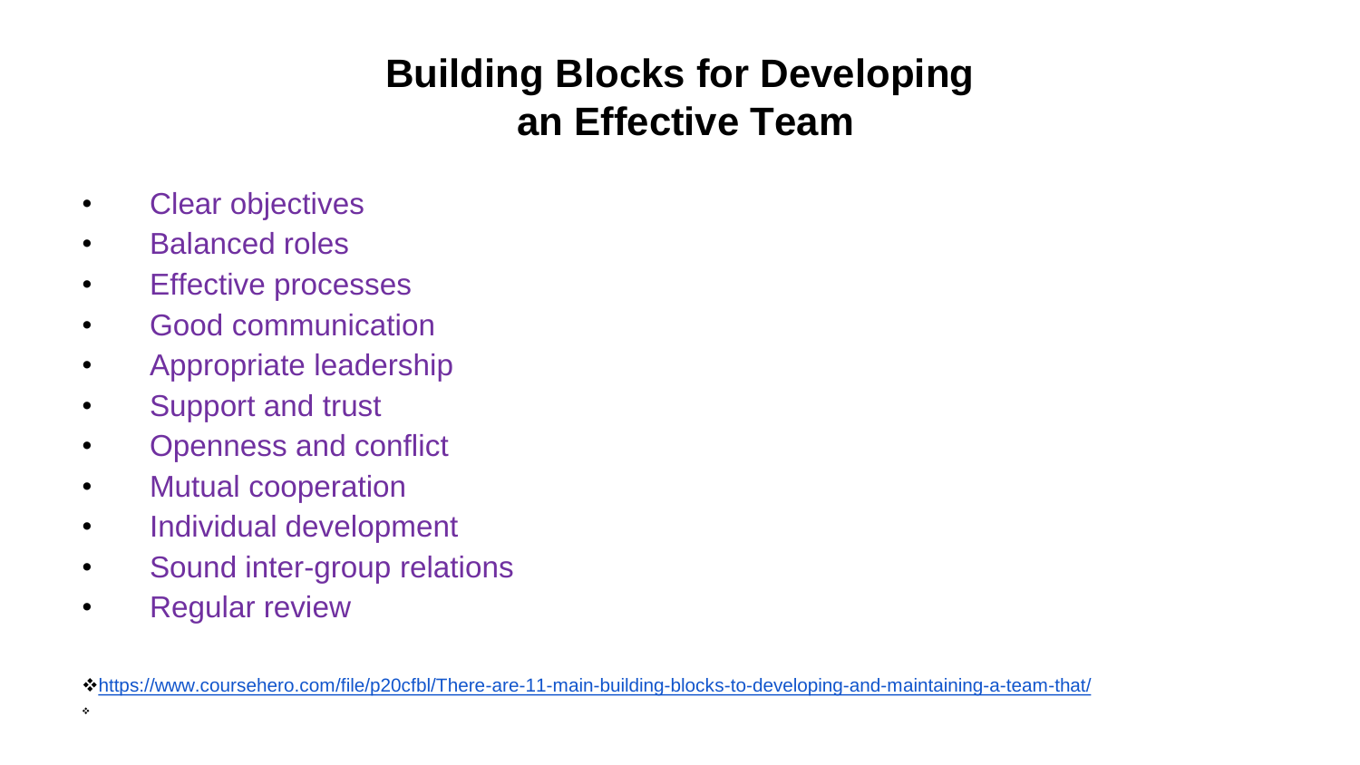# Building Blocks for Developing an Effective Team

- Clear objectives
- Balanced roles
- Effective processes
- Good communication
- Appropriate leadership
- Support and trust
- Openness and conflict
- Mutual cooperation
- Individual development
- Sound inter-group relations
- Regular review

❖ https://www.coursehero.com/file/p20cfbl/There-are-11-main-building-blocks-to-developing-and-maintaining-a-team-that/

❖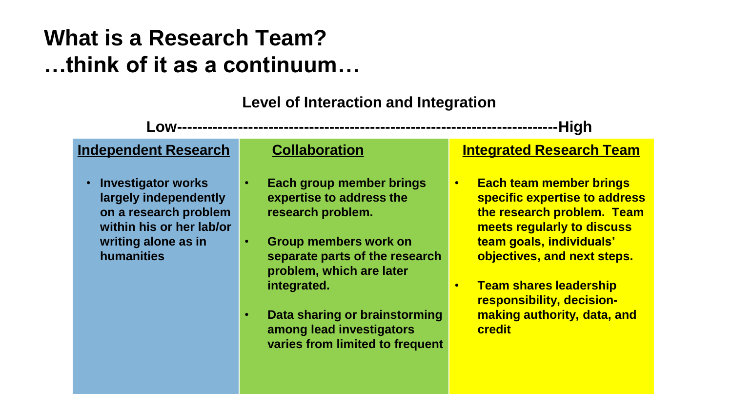# What is a Research Team?
# …think of it as a continuum…

**Level of Interaction and Integration**

**Low---------------------------------------------------------------------------High**

| Independent Research | Collaboration | Integrated Research Team |
|---|---|---|
| • Investigator works largely independently on a research problem within his or her lab/or writing alone as in humanities | • Each group member brings expertise to address the research problem.<br>• Group members work on separate parts of the research problem, which are later integrated.<br>• Data sharing or brainstorming among lead investigators varies from limited to frequent | • Each team member brings specific expertise to address the research problem. Team meets regularly to discuss team goals, individuals' objectives, and next steps.<br>• Team shares leadership responsibility, decision-making authority, data, and credit |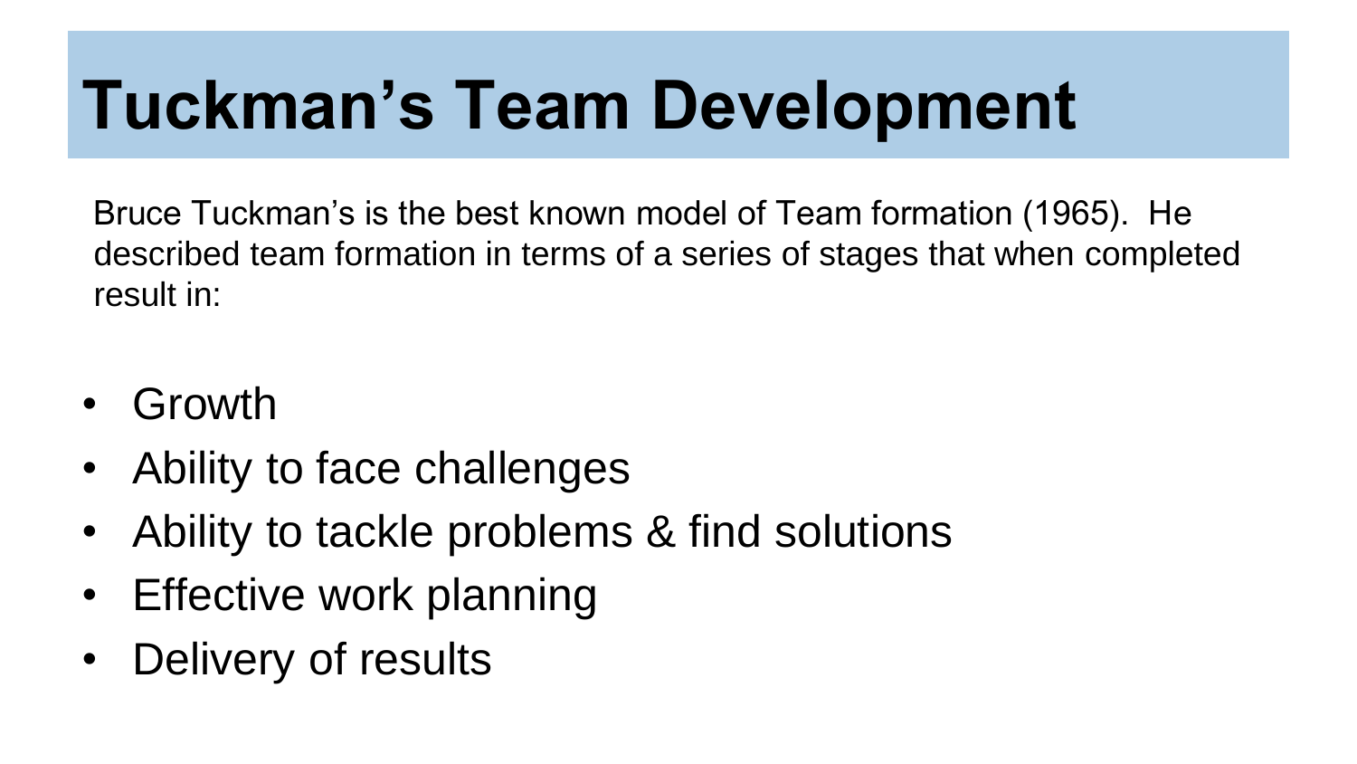# Tuckman's Team Development

Bruce Tuckman's is the best known model of Team formation (1965). He described team formation in terms of a series of stages that when completed result in:

- Growth
- Ability to face challenges
- Ability to tackle problems & find solutions
- Effective work planning
- Delivery of results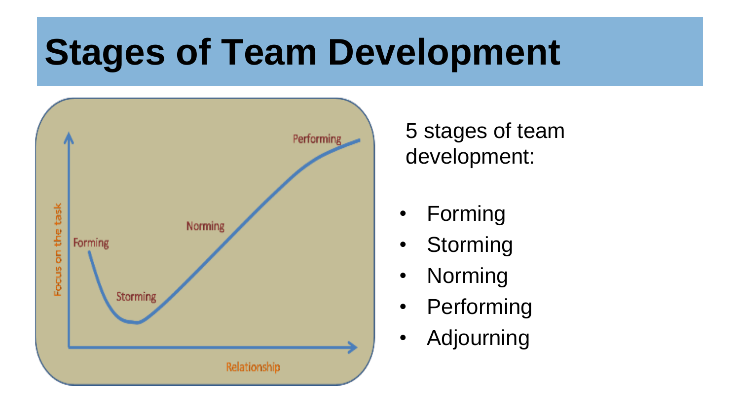# Stages of Team Development

5 stages of team development:

- Forming
- Storming
- Norming
- Performing
- Adjourning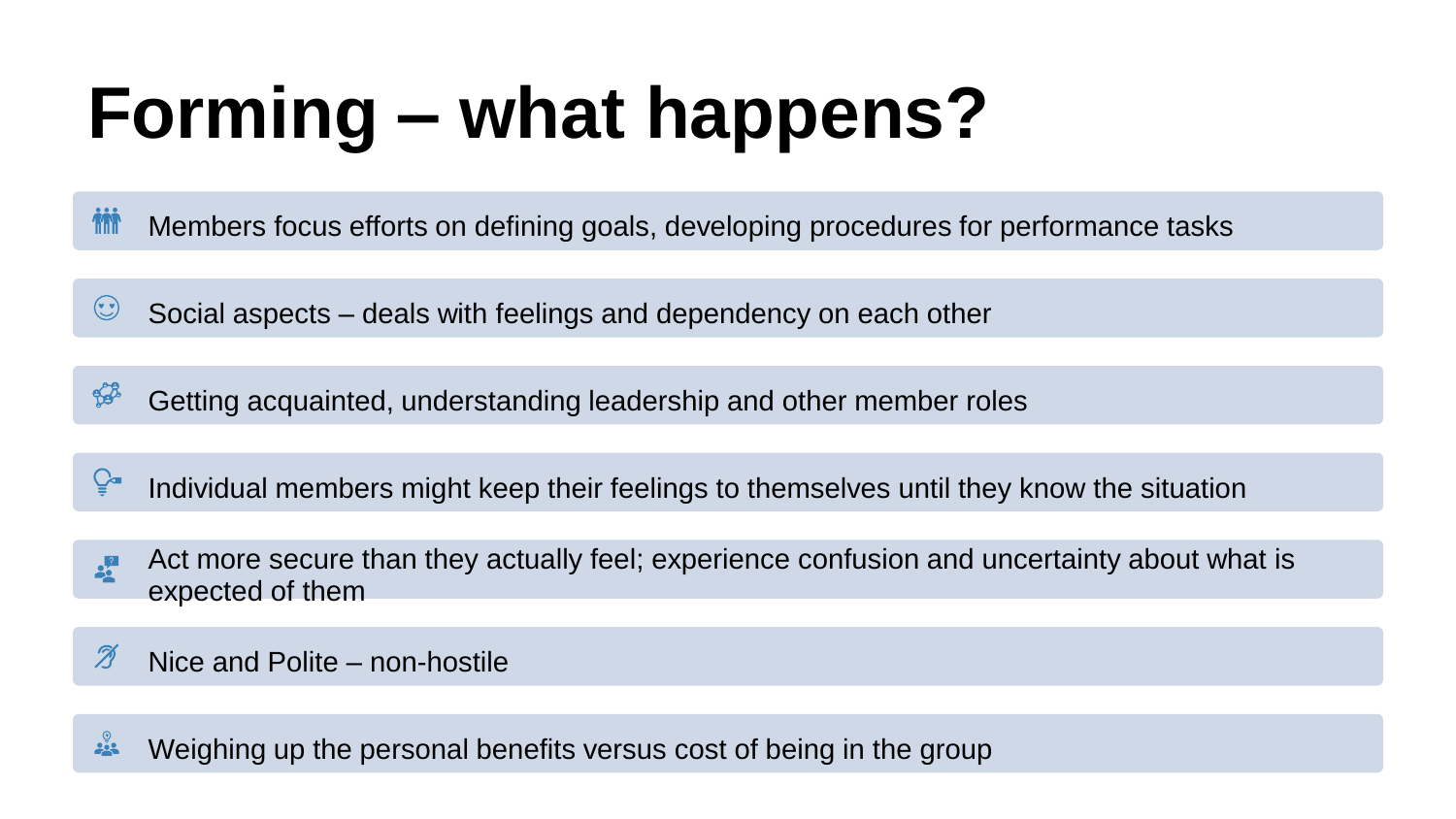# Forming – what happens?

- Members focus efforts on defining goals, developing procedures for performance tasks
- Social aspects – deals with feelings and dependency on each other
- Getting acquainted, understanding leadership and other member roles
- Individual members might keep their feelings to themselves until they know the situation
- Act more secure than they actually feel; experience confusion and uncertainty about what is expected of them
- Nice and Polite – non-hostile
- Weighing up the personal benefits versus cost of being in the group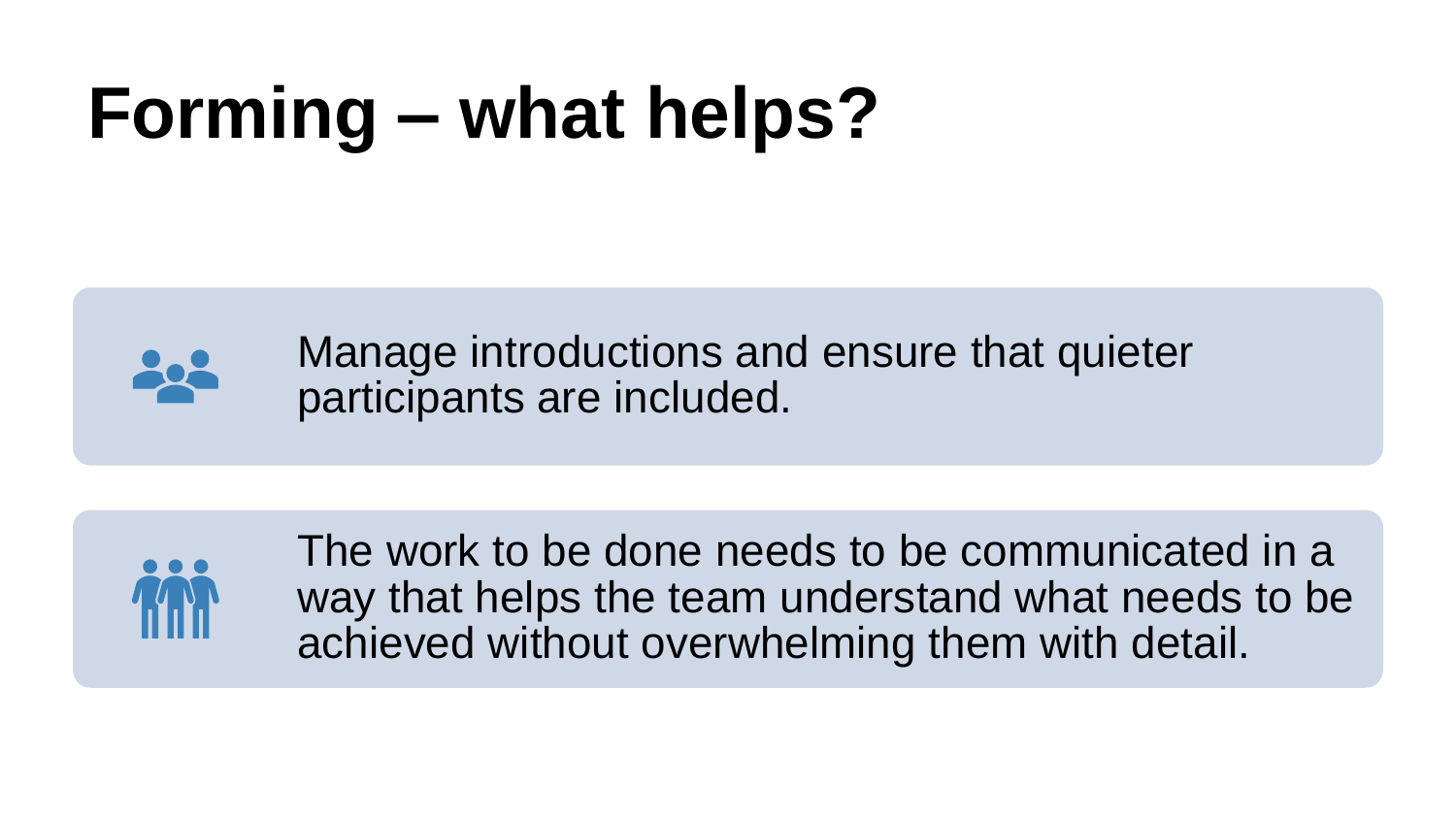# Forming – what helps?

- Manage introductions and ensure that quieter participants are included.
- The work to be done needs to be communicated in a way that helps the team understand what needs to be achieved without overwhelming them with detail.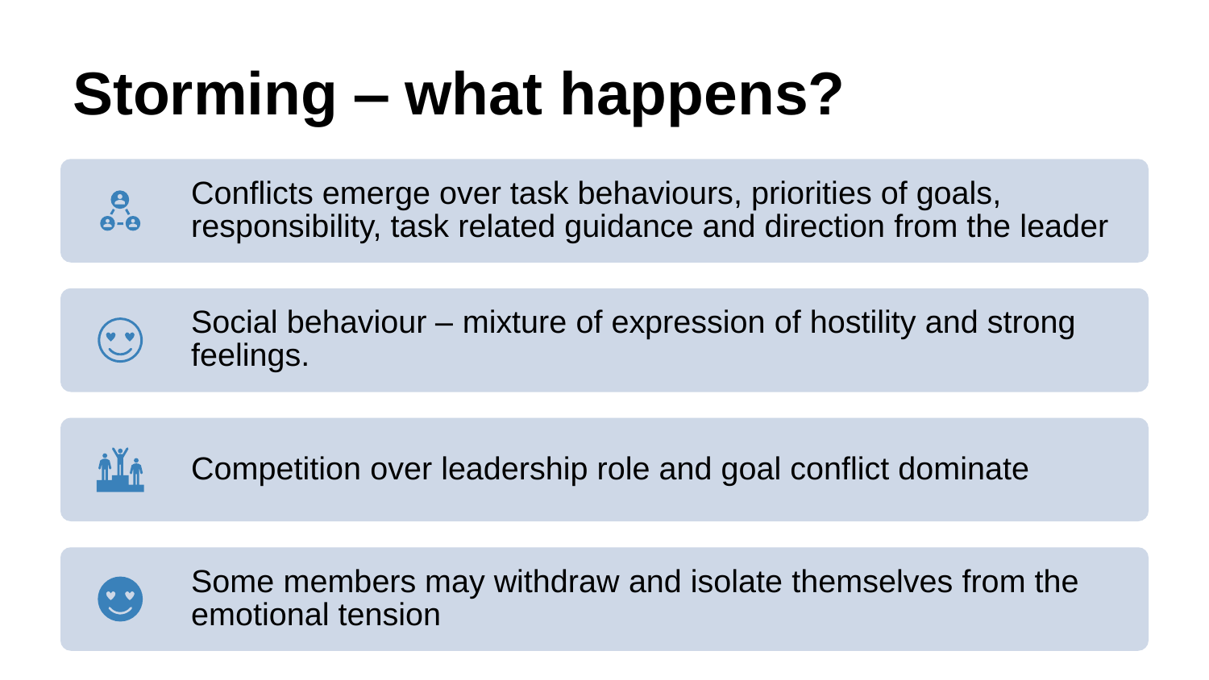# Storming – what happens?

- Conflicts emerge over task behaviours, priorities of goals, responsibility, task related guidance and direction from the leader
- Social behaviour – mixture of expression of hostility and strong feelings.
- Competition over leadership role and goal conflict dominate
- Some members may withdraw and isolate themselves from the emotional tension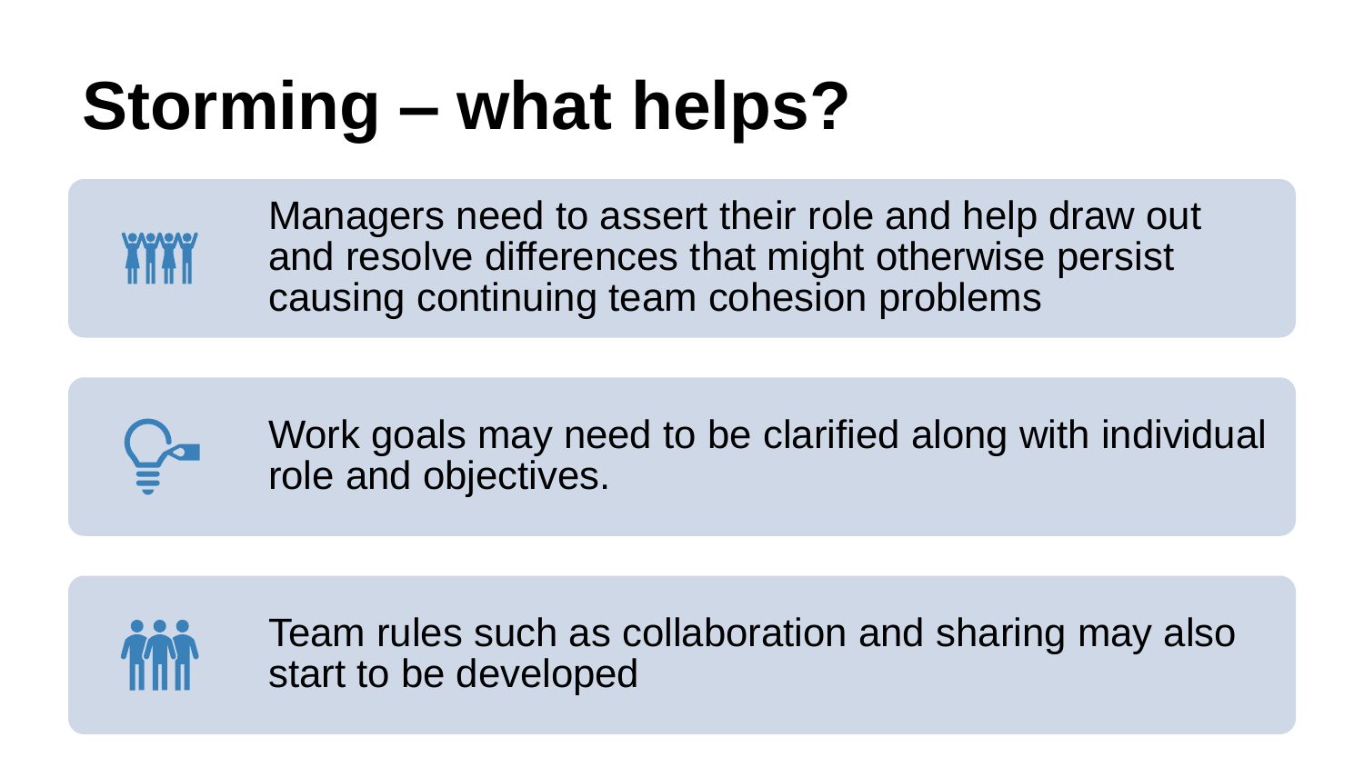# Storming – what helps?

- Managers need to assert their role and help draw out and resolve differences that might otherwise persist causing continuing team cohesion problems

- Work goals may need to be clarified along with individual role and objectives.

- Team rules such as collaboration and sharing may also start to be developed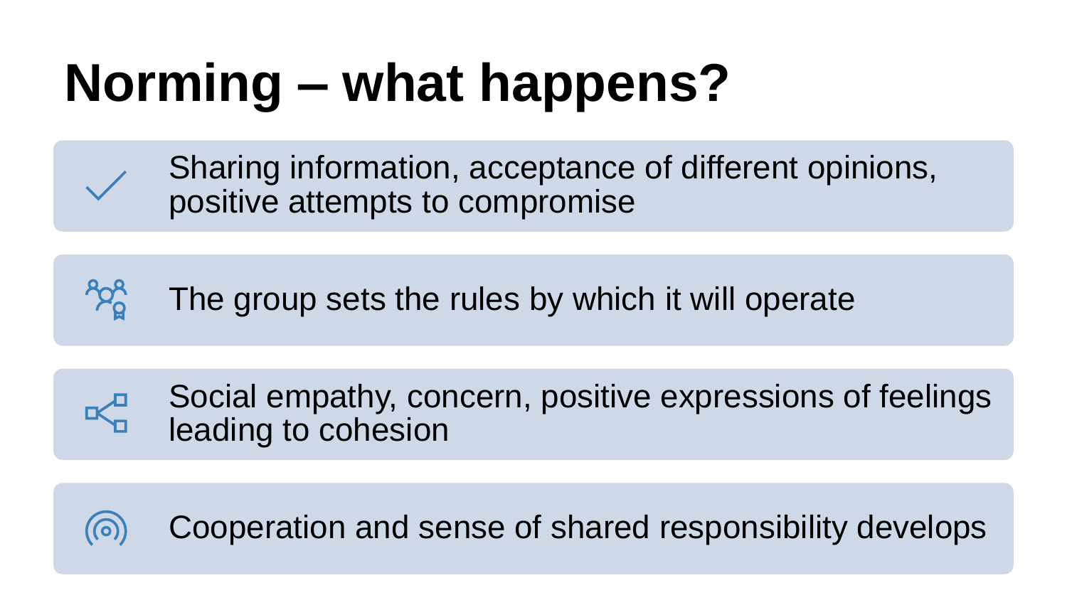# Norming – what happens?

- Sharing information, acceptance of different opinions, positive attempts to compromise
- The group sets the rules by which it will operate
- Social empathy, concern, positive expressions of feelings leading to cohesion
- Cooperation and sense of shared responsibility develops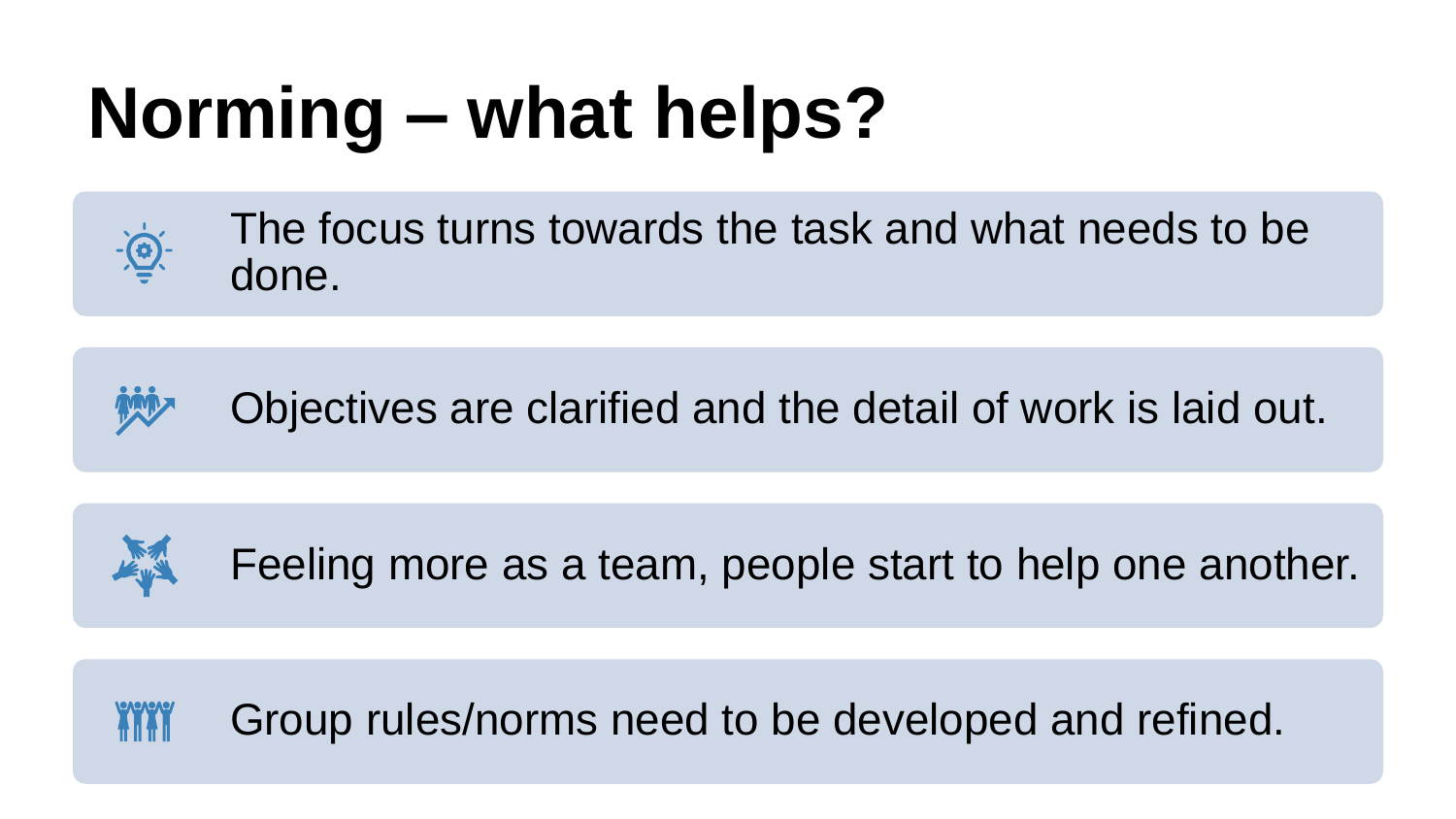# Norming – what helps?

- The focus turns towards the task and what needs to be done.
- Objectives are clarified and the detail of work is laid out.
- Feeling more as a team, people start to help one another.
- Group rules/norms need to be developed and refined.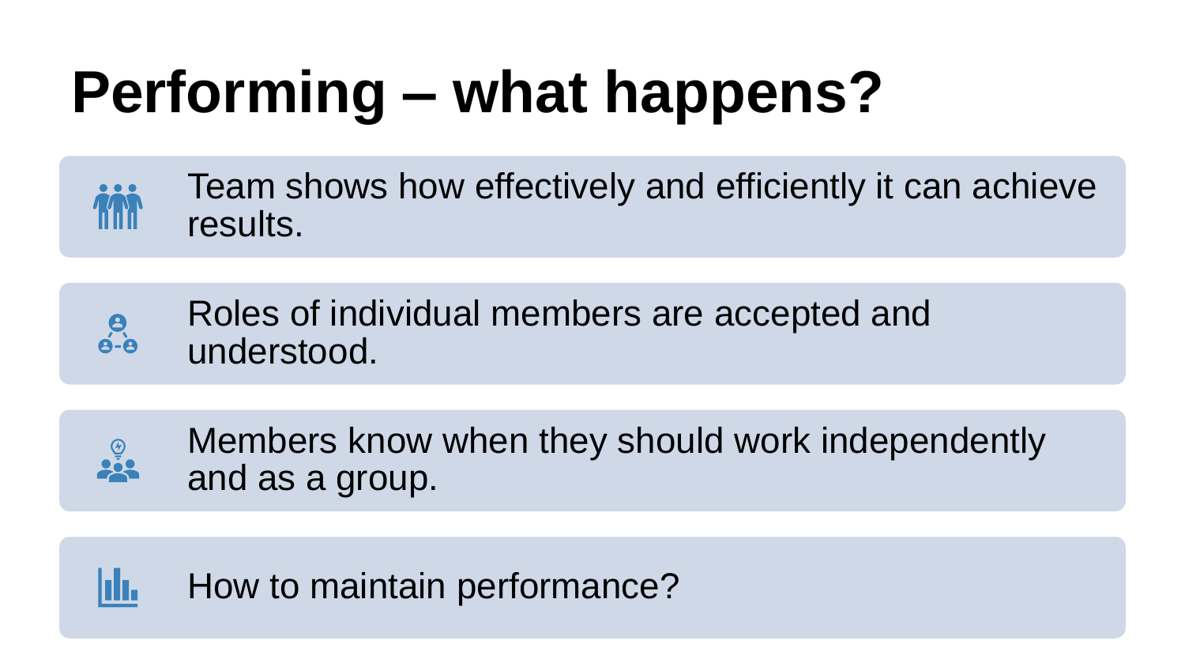# Performing – what happens?

- Team shows how effectively and efficiently it can achieve results.
- Roles of individual members are accepted and understood.
- Members know when they should work independently and as a group.
- How to maintain performance?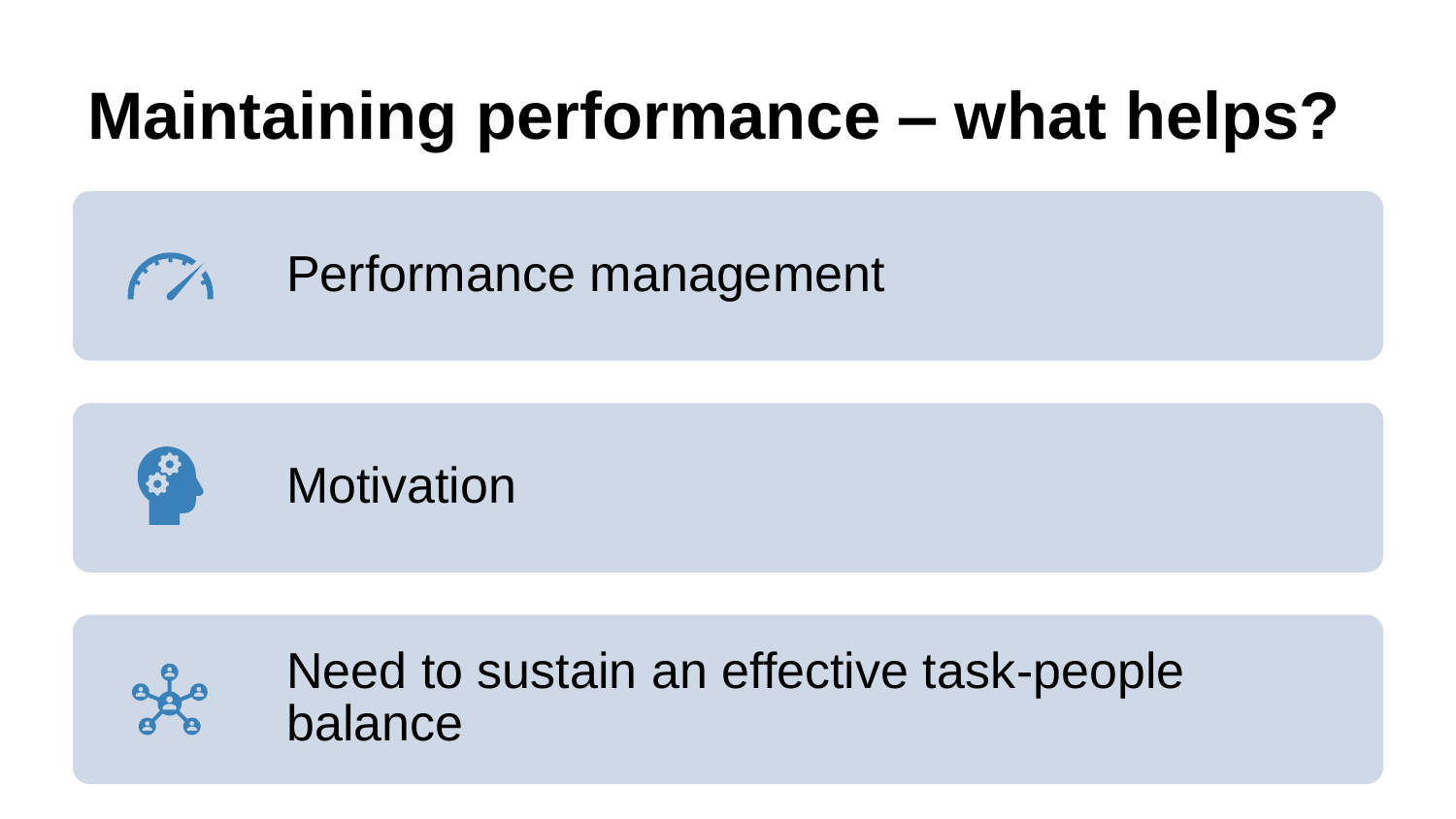# Maintaining performance – what helps?

- Performance management
- Motivation
- Need to sustain an effective task-people balance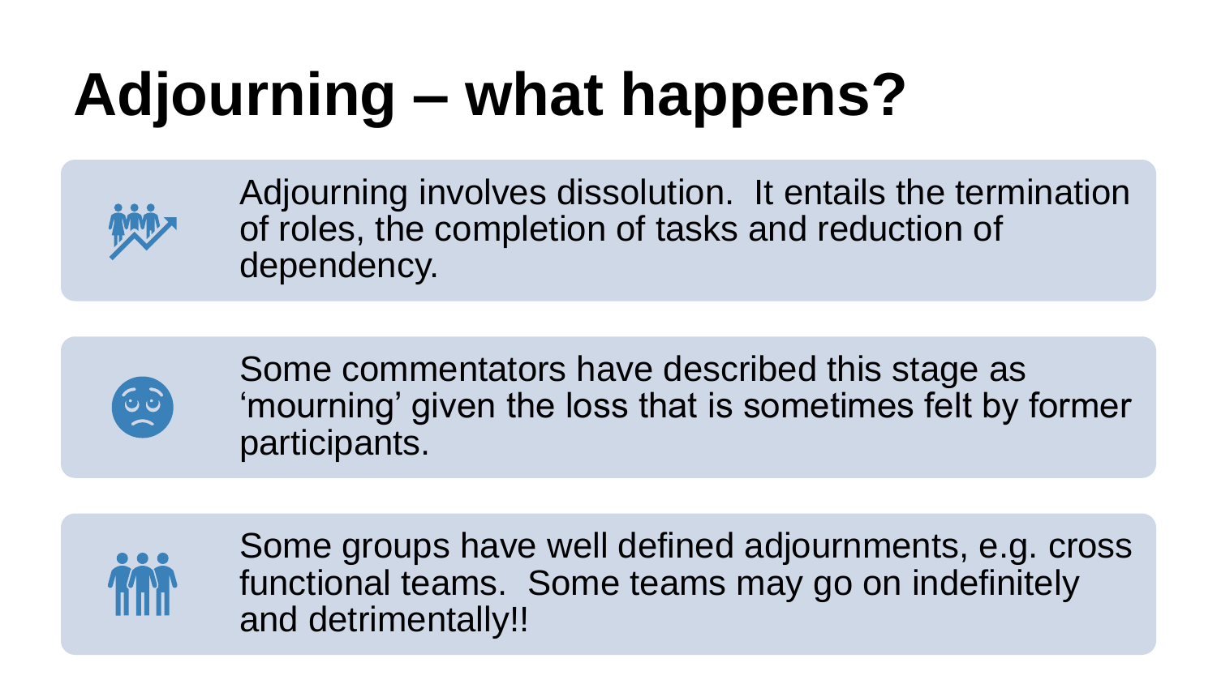# Adjourning – what happens?

Adjourning involves dissolution. It entails the termination of roles, the completion of tasks and reduction of dependency.

Some commentators have described this stage as ‘mourning’ given the loss that is sometimes felt by former participants.

Some groups have well defined adjournments, e.g. cross functional teams. Some teams may go on indefinitely and detrimentally!!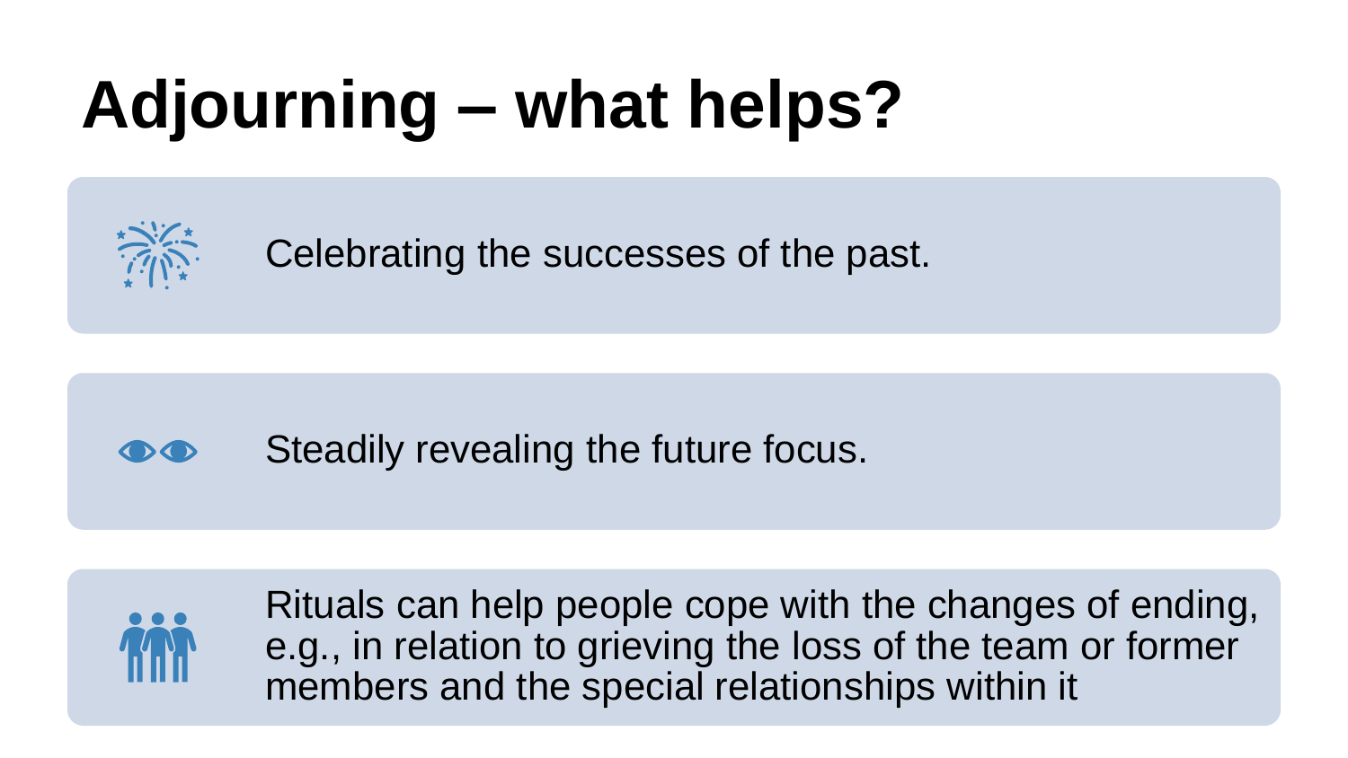# Adjourning – what helps?

- Celebrating the successes of the past.
- Steadily revealing the future focus.
- Rituals can help people cope with the changes of ending, e.g., in relation to grieving the loss of the team or former members and the special relationships within it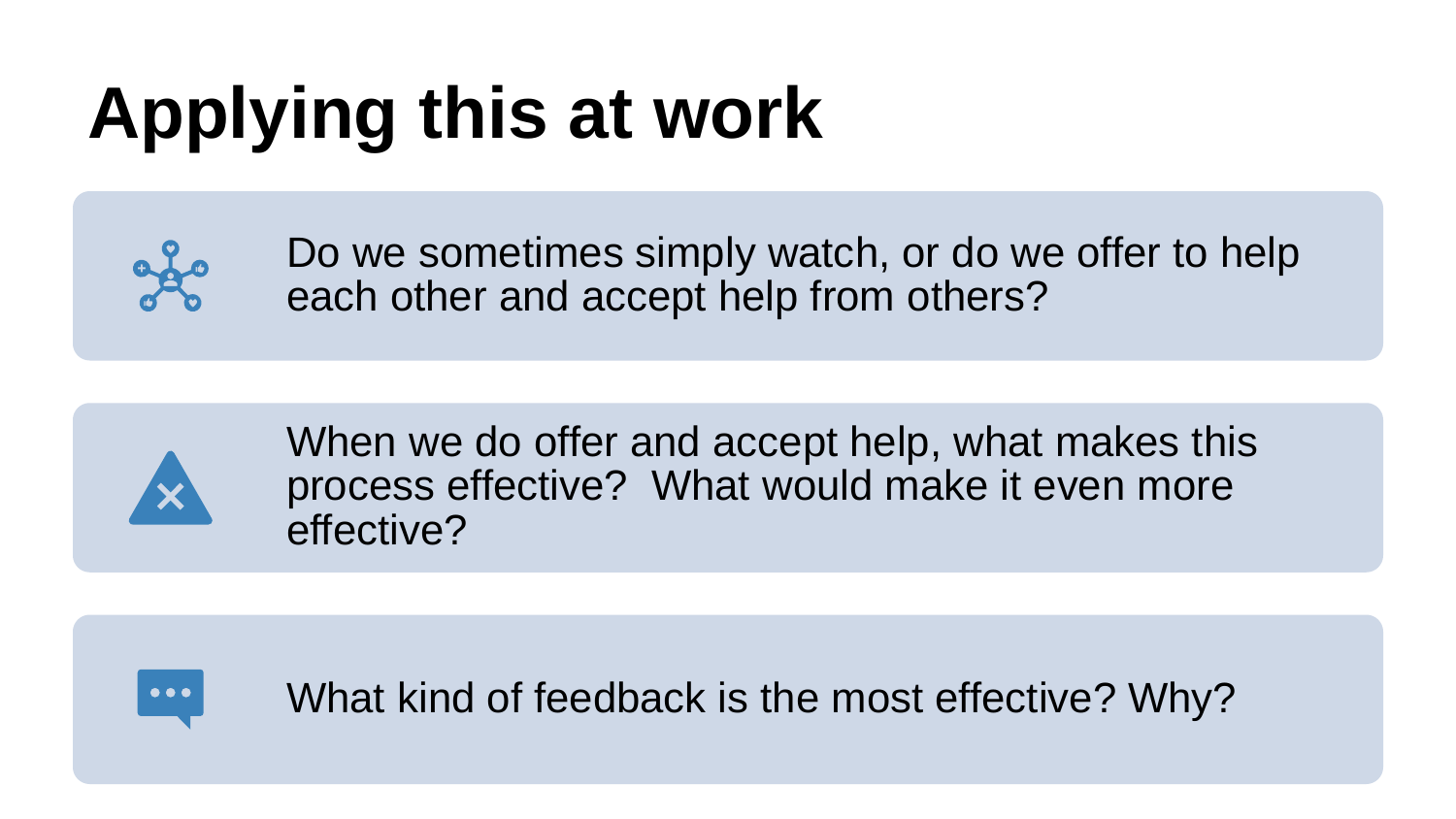# Applying this at work

- Do we sometimes simply watch, or do we offer to help each other and accept help from others?
- When we do offer and accept help, what makes this process effective? What would make it even more effective?
- What kind of feedback is the most effective? Why?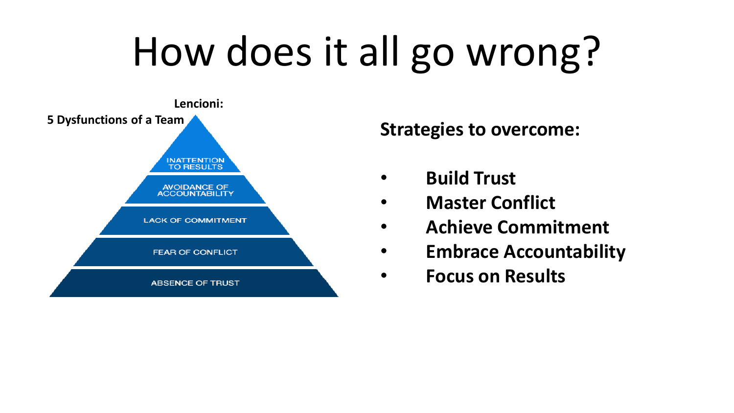# How does it all go wrong?

**Lencioni:**
**5 Dysfunctions of a Team**

- INATTENTION TO RESULTS
- AVOIDANCE OF ACCOUNTABILITY
- LACK OF COMMITMENT
- FEAR OF CONFLICT
- ABSENCE OF TRUST

**Strategies to overcome:**

- **Build Trust**
- **Master Conflict**
- **Achieve Commitment**
- **Embrace Accountability**
- **Focus on Results**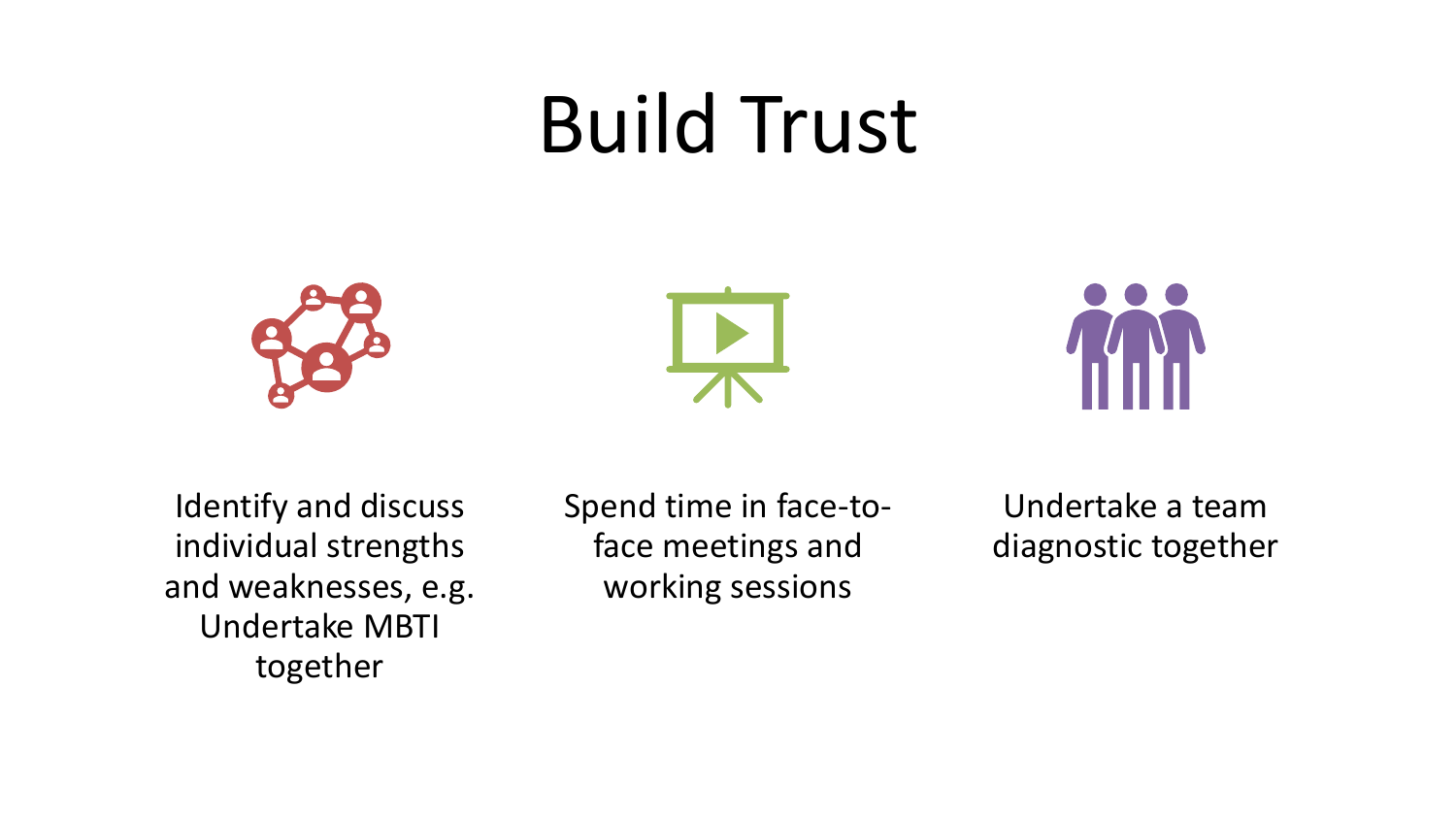# Build Trust

- Identify and discuss individual strengths and weaknesses, e.g. Undertake MBTI together
- Spend time in face-to-face meetings and working sessions
- Undertake a team diagnostic together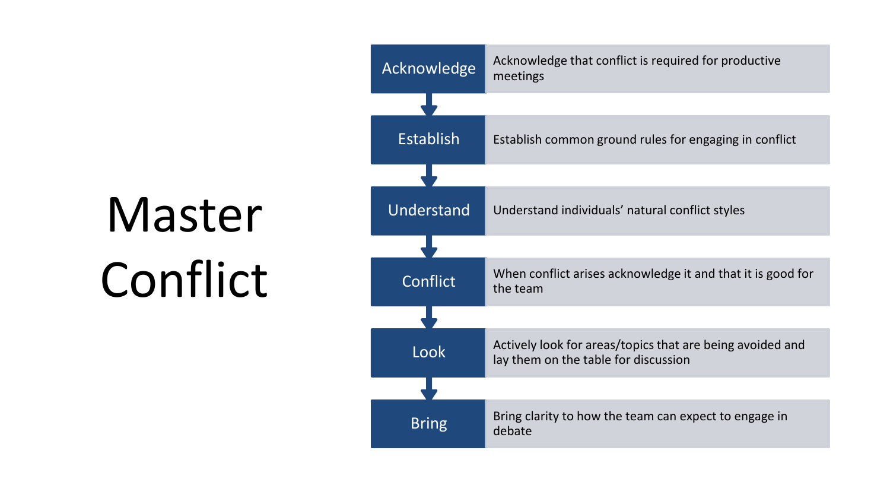# Master Conflict

| Step | Description |
| --- | --- |
| Acknowledge | Acknowledge that conflict is required for productive meetings |
| Establish | Establish common ground rules for engaging in conflict |
| Understand | Understand individuals' natural conflict styles |
| Conflict | When conflict arises acknowledge it and that it is good for the team |
| Look | Actively look for areas/topics that are being avoided and lay them on the table for discussion |
| Bring | Bring clarity to how the team can expect to engage in debate |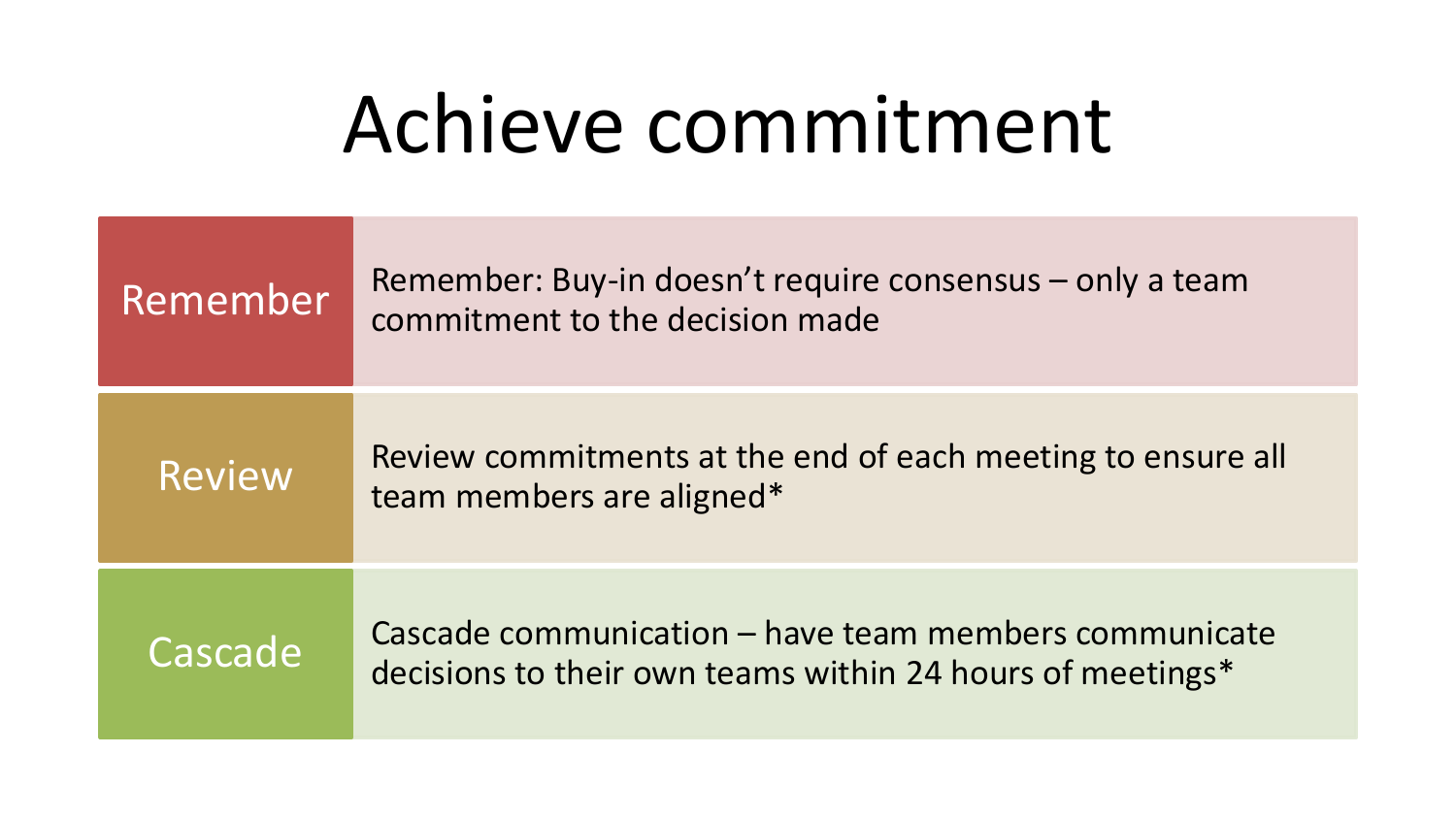# Achieve commitment

| | |
|---|---|
| Remember | Remember: Buy-in doesn’t require consensus – only a team commitment to the decision made |
| Review | Review commitments at the end of each meeting to ensure all team members are aligned* |
| Cascade | Cascade communication – have team members communicate decisions to their own teams within 24 hours of meetings* |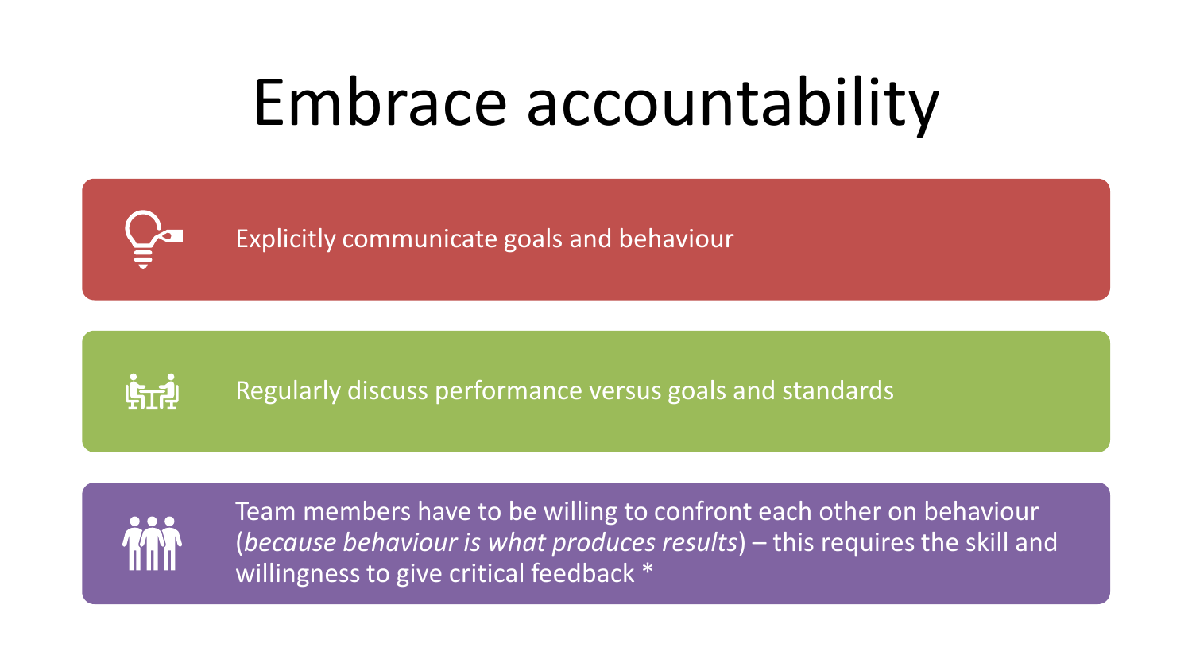# Embrace accountability

- Explicitly communicate goals and behaviour
- Regularly discuss performance versus goals and standards
- Team members have to be willing to confront each other on behaviour (*because behaviour is what produces results*) – this requires the skill and willingness to give critical feedback *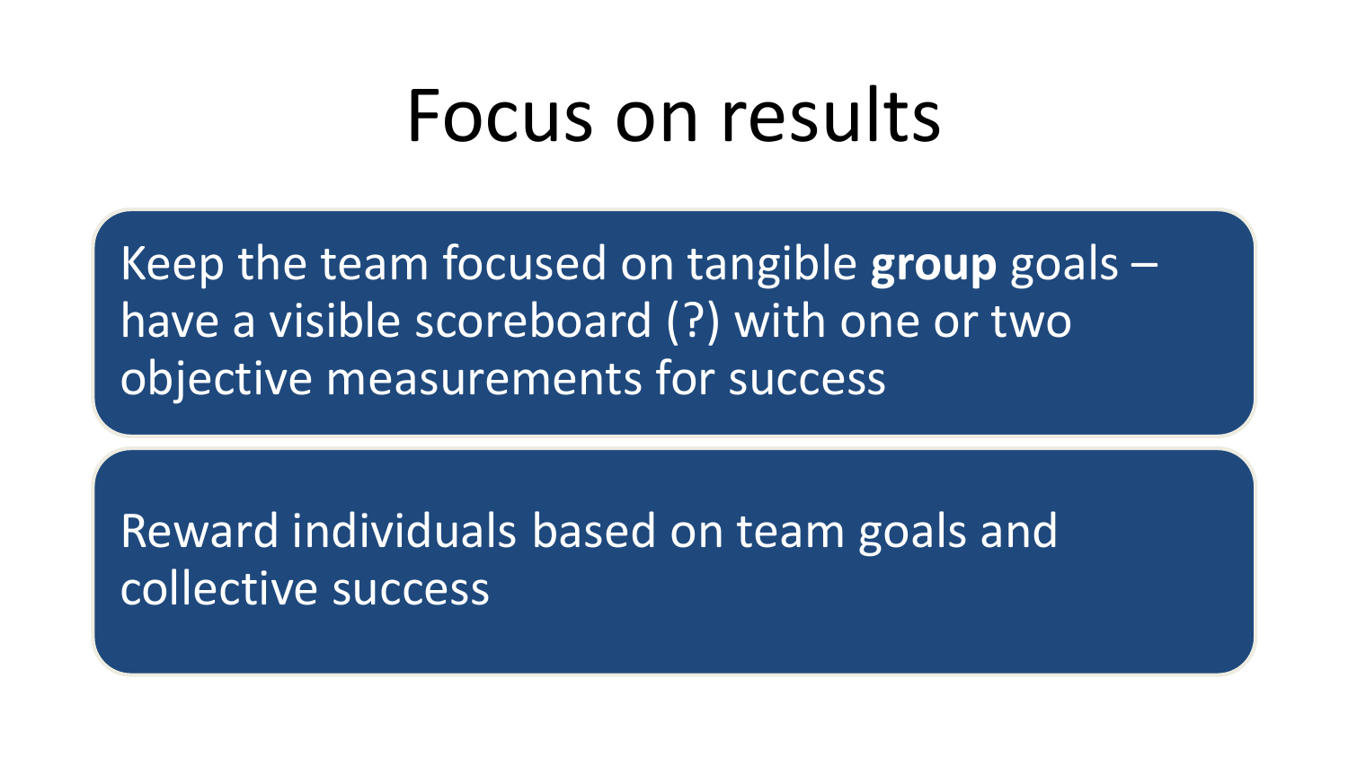# Focus on results

Keep the team focused on tangible **group** goals – have a visible scoreboard (?) with one or two objective measurements for success

Reward individuals based on team goals and collective success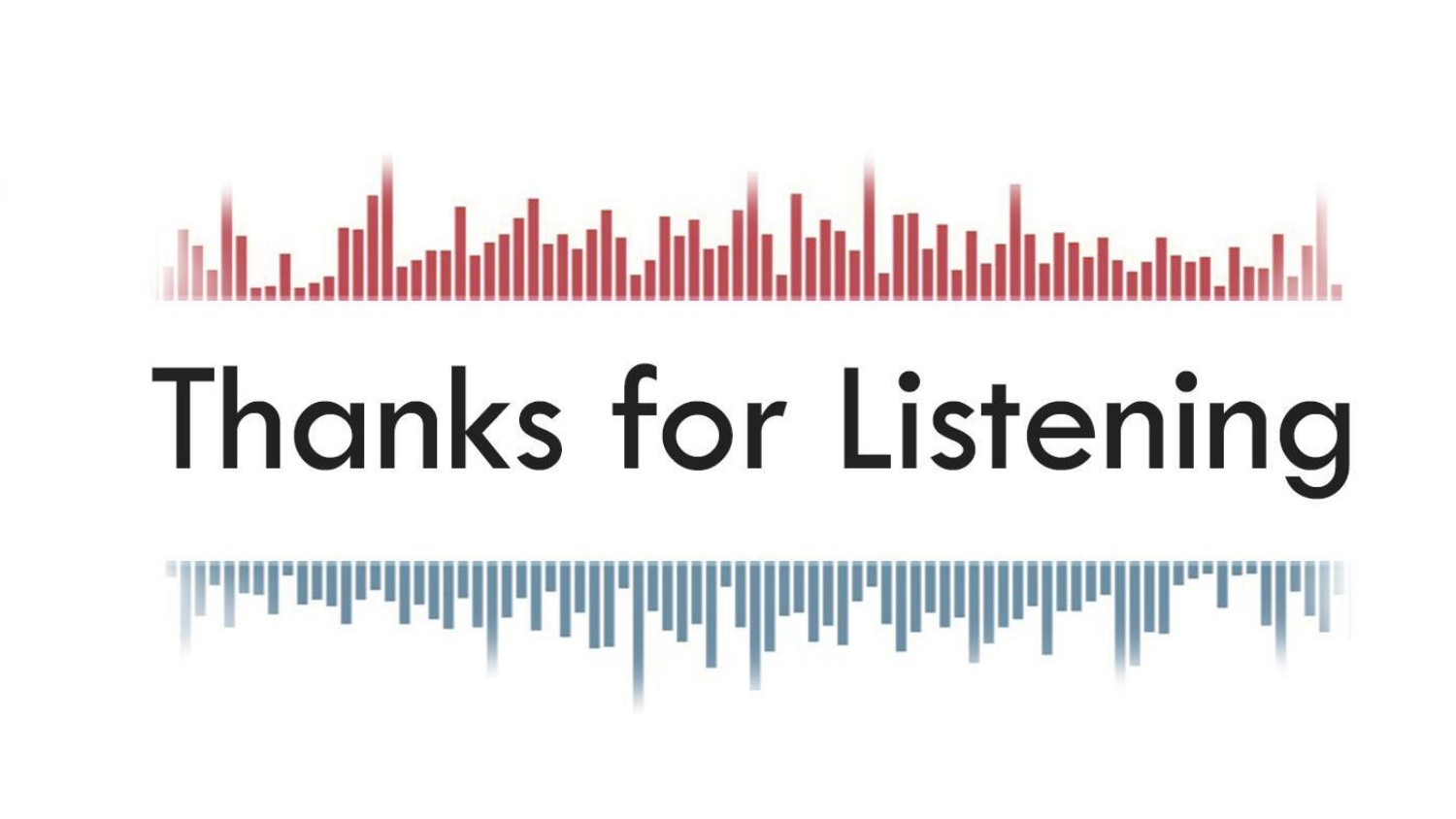# Thanks for Listening